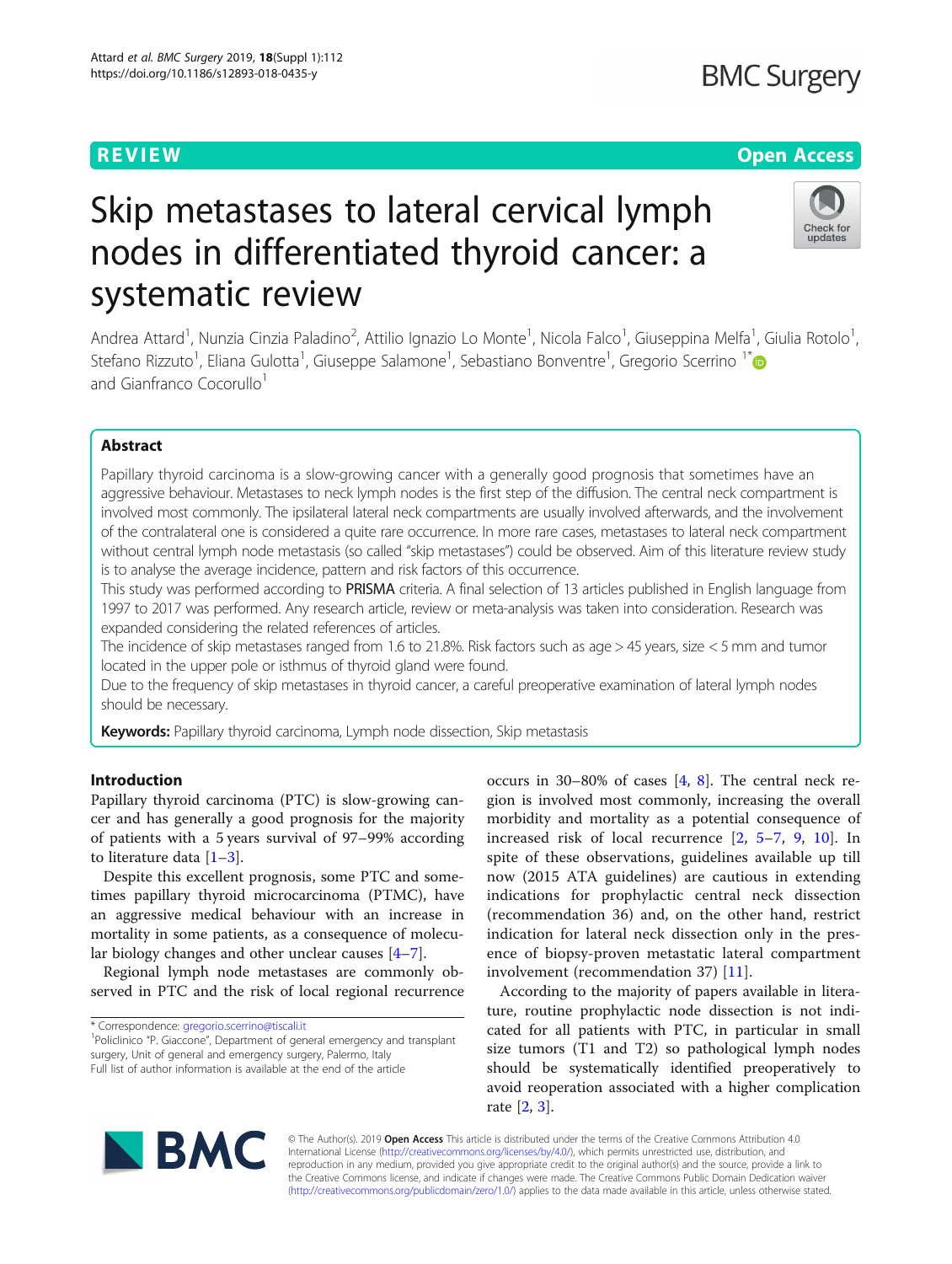REVIEW

Open Access

# Skip metastases to lateral cervical lymph nodes in differentiated thyroid cancer: a systematic review

Andrea Attard[1], Nunzia Cinzia Paladino[2], Attilio Ignazio Lo Monte[1], Nicola Falco[1], Giuseppina Melfa[1], Giulia Rotolo[1], Stefano Rizzuto[1], Eliana Gulotta[1], Giuseppe Salamone[1], Sebastiano Bonventre[1], Gregorio Scerrino[1*] and Gianfranco Cocorullo[1]

## Abstract

Papillary thyroid carcinoma is a slow-growing cancer with a generally good prognosis that sometimes have an aggressive behaviour. Metastases to neck lymph nodes is the first step of the diffusion. The central neck compartment is involved most commonly. The ipsilateral lateral neck compartments are usually involved afterwards, and the involvement of the contralateral one is considered a quite rare occurrence. In more rare cases, metastases to lateral neck compartment without central lymph node metastasis (so called "skip metastases") could be observed. Aim of this literature review study is to analyse the average incidence, pattern and risk factors of this occurrence.

This study was performed according to PRISMA criteria. A final selection of 13 articles published in English language from 1997 to 2017 was performed. Any research article, review or meta-analysis was taken into consideration. Research was expanded considering the related references of articles.

The incidence of skip metastases ranged from 1.6 to 21.8%. Risk factors such as age > 45 years, size < 5 mm and tumor located in the upper pole or isthmus of thyroid gland were found.

Due to the frequency of skip metastases in thyroid cancer, a careful preoperative examination of lateral lymph nodes should be necessary.

**Keywords:** Papillary thyroid carcinoma, Lymph node dissection, Skip metastasis

## Introduction

Papillary thyroid carcinoma (PTC) is slow-growing cancer and has generally a good prognosis for the majority of patients with a 5 years survival of 97–99% according to literature data [1–3].

Despite this excellent prognosis, some PTC and sometimes papillary thyroid microcarcinoma (PTMC), have an aggressive medical behaviour with an increase in mortality in some patients, as a consequence of molecular biology changes and other unclear causes [4–7].

Regional lymph node metastases are commonly observed in PTC and the risk of local regional recurrence occurs in 30–80% of cases [4, 8]. The central neck region is involved most commonly, increasing the overall morbidity and mortality as a potential consequence of increased risk of local recurrence [2, 5–7, 9, 10]. In spite of these observations, guidelines available up till now (2015 ATA guidelines) are cautious in extending indications for prophylactic central neck dissection (recommendation 36) and, on the other hand, restrict indication for lateral neck dissection only in the presence of biopsy-proven metastatic lateral compartment involvement (recommendation 37) [11].

According to the majority of papers available in literature, routine prophylactic node dissection is not indicated for all patients with PTC, in particular in small size tumors (T1 and T2) so pathological lymph nodes should be systematically identified preoperatively to avoid reoperation associated with a higher complication rate [2, 3].

* Correspondence: gregorio.scerrino@tiscali.it
[1]Policlinico "P. Giaccone", Department of general emergency and transplant surgery, Unit of general and emergency surgery, Palermo, Italy
Full list of author information is available at the end of the article

© The Author(s). 2019 **Open Access** This article is distributed under the terms of the Creative Commons Attribution 4.0 International License (http://creativecommons.org/licenses/by/4.0/), which permits unrestricted use, distribution, and reproduction in any medium, provided you give appropriate credit to the original author(s) and the source, provide a link to the Creative Commons license, and indicate if changes were made. The Creative Commons Public Domain Dedication waiver (http://creativecommons.org/publicdomain/zero/1.0/) applies to the data made available in this article, unless otherwise stated.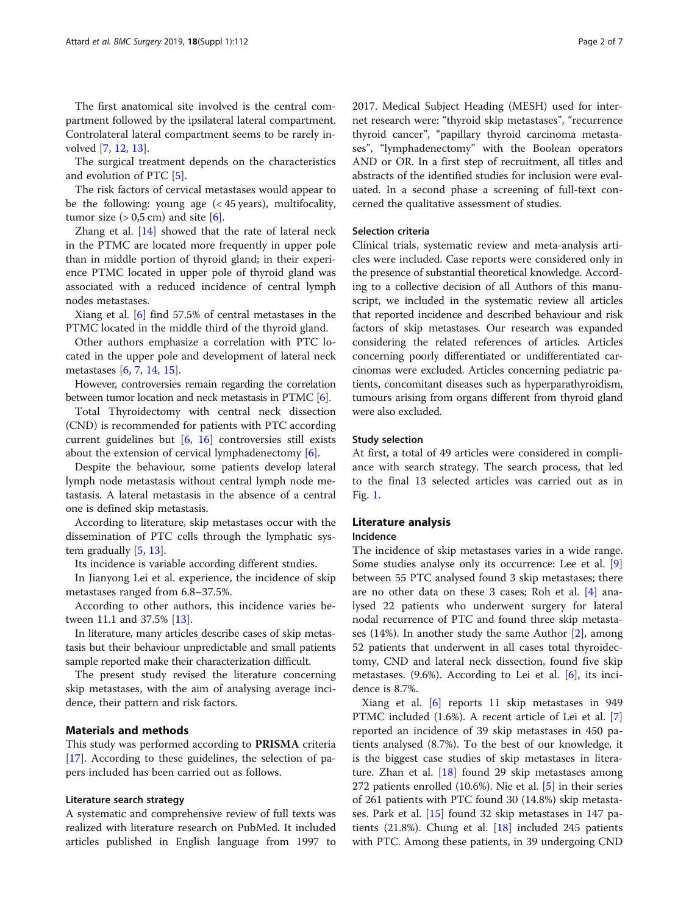The first anatomical site involved is the central compartment followed by the ipsilateral lateral compartment. Controlateral lateral compartment seems to be rarely involved [7, 12, 13].

The surgical treatment depends on the characteristics and evolution of PTC [5].

The risk factors of cervical metastases would appear to be the following: young age (< 45 years), multifocality, tumor size (> 0,5 cm) and site [6].

Zhang et al. [14] showed that the rate of lateral neck in the PTMC are located more frequently in upper pole than in middle portion of thyroid gland; in their experience PTMC located in upper pole of thyroid gland was associated with a reduced incidence of central lymph nodes metastases.

Xiang et al. [6] find 57.5% of central metastases in the PTMC located in the middle third of the thyroid gland.

Other authors emphasize a correlation with PTC located in the upper pole and development of lateral neck metastases [6, 7, 14, 15].

However, controversies remain regarding the correlation between tumor location and neck metastasis in PTMC [6].

Total Thyroidectomy with central neck dissection (CND) is recommended for patients with PTC according current guidelines but [6, 16] controversies still exists about the extension of cervical lymphadenectomy [6].

Despite the behaviour, some patients develop lateral lymph node metastasis without central lymph node metastasis. A lateral metastasis in the absence of a central one is defined skip metastasis.

According to literature, skip metastases occur with the dissemination of PTC cells through the lymphatic system gradually [5, 13].

Its incidence is variable according different studies.

In Jianyong Lei et al. experience, the incidence of skip metastases ranged from 6.8–37.5%.

According to other authors, this incidence varies between 11.1 and 37.5% [13].

In literature, many articles describe cases of skip metastasis but their behaviour unpredictable and small patients sample reported make their characterization difficult.

The present study revised the literature concerning skip metastases, with the aim of analysing average incidence, their pattern and risk factors.

## Materials and methods

This study was performed according to **PRISMA** criteria [17]. According to these guidelines, the selection of papers included has been carried out as follows.

### Literature search strategy

A systematic and comprehensive review of full texts was realized with literature research on PubMed. It included articles published in English language from 1997 to 2017. Medical Subject Heading (MESH) used for internet research were: "thyroid skip metastases", "recurrence thyroid cancer", "papillary thyroid carcinoma metastases", "lymphadenectomy" with the Boolean operators AND or OR. In a first step of recruitment, all titles and abstracts of the identified studies for inclusion were evaluated. In a second phase a screening of full-text concerned the qualitative assessment of studies.

### Selection criteria

Clinical trials, systematic review and meta-analysis articles were included. Case reports were considered only in the presence of substantial theoretical knowledge. According to a collective decision of all Authors of this manuscript, we included in the systematic review all articles that reported incidence and described behaviour and risk factors of skip metastases. Our research was expanded considering the related references of articles. Articles concerning poorly differentiated or undifferentiated carcinomas were excluded. Articles concerning pediatric patients, concomitant diseases such as hyperparathyroidism, tumours arising from organs different from thyroid gland were also excluded.

### Study selection

At first, a total of 49 articles were considered in compliance with search strategy. The search process, that led to the final 13 selected articles was carried out as in Fig. 1.

## Literature analysis

### Incidence

The incidence of skip metastases varies in a wide range. Some studies analyse only its occurrence: Lee et al. [9] between 55 PTC analysed found 3 skip metastases; there are no other data on these 3 cases; Roh et al. [4] analysed 22 patients who underwent surgery for lateral nodal recurrence of PTC and found three skip metastases (14%). In another study the same Author [2], among 52 patients that underwent in all cases total thyroidectomy, CND and lateral neck dissection, found five skip metastases. (9.6%). According to Lei et al. [6], its incidence is 8.7%.

Xiang et al. [6] reports 11 skip metastases in 949 PTMC included (1.6%). A recent article of Lei et al. [7] reported an incidence of 39 skip metastases in 450 patients analysed (8.7%). To the best of our knowledge, it is the biggest case studies of skip metastases in literature. Zhan et al. [18] found 29 skip metastases among 272 patients enrolled (10.6%). Nie et al. [5] in their series of 261 patients with PTC found 30 (14.8%) skip metastases. Park et al. [15] found 32 skip metastases in 147 patients (21.8%). Chung et al. [18] included 245 patients with PTC. Among these patients, in 39 undergoing CND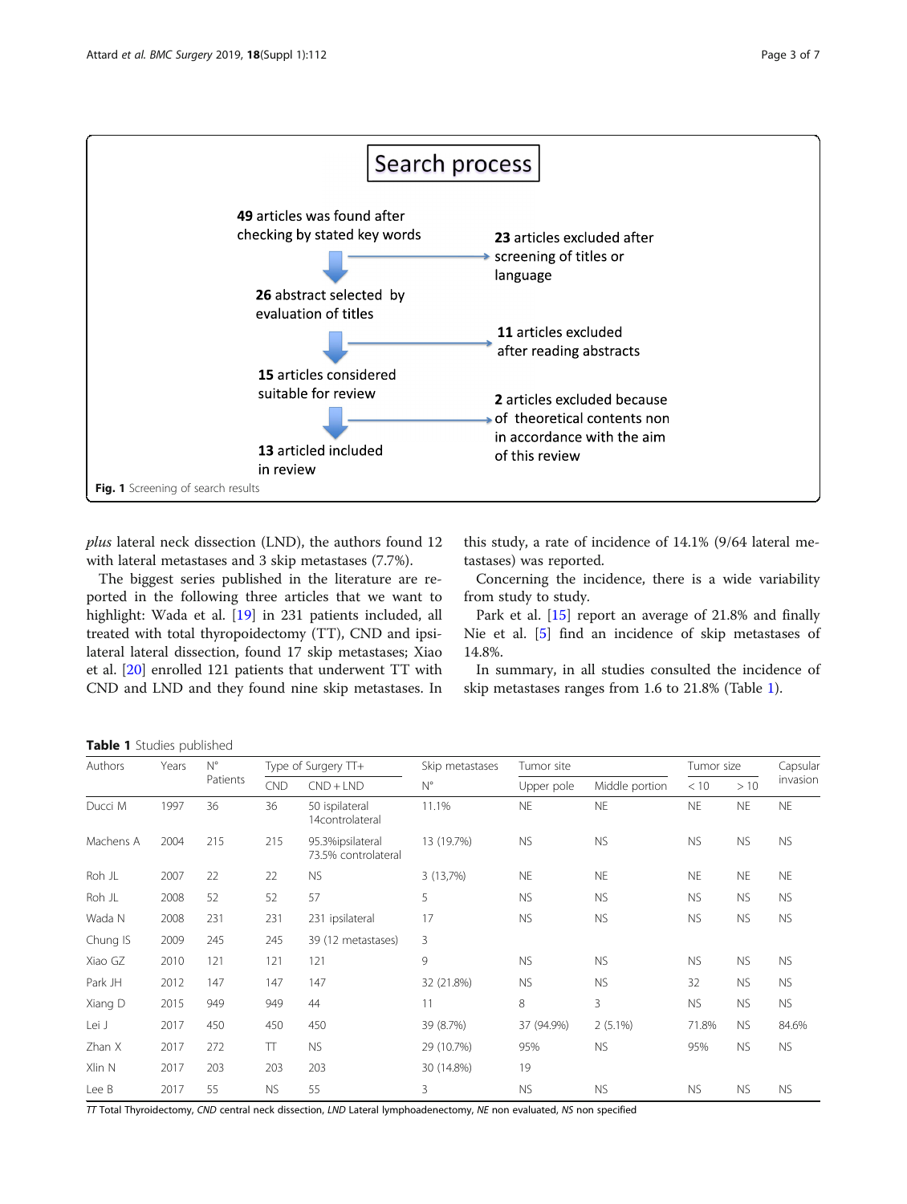Search process

**49** articles was found after checking by stated key words

**23** articles excluded after screening of titles or language

**26** abstract selected by evaluation of titles

**11** articles excluded after reading abstracts

**15** articles considered suitable for review

**2** articles excluded because of theoretical contents non in accordance with the aim of this review

**13** articled included in review

**Fig. 1** Screening of search results

*plus* lateral neck dissection (LND), the authors found 12 with lateral metastases and 3 skip metastases (7.7%).

The biggest series published in the literature are reported in the following three articles that we want to highlight: Wada et al. [19] in 231 patients included, all treated with total thyropoidectomy (TT), CND and ipsilateral lateral dissection, found 17 skip metastases; Xiao et al. [20] enrolled 121 patients that underwent TT with CND and LND and they found nine skip metastases. In this study, a rate of incidence of 14.1% (9/64 lateral metastases) was reported.

Concerning the incidence, there is a wide variability from study to study.

Park et al. [15] report an average of 21.8% and finally Nie et al. [5] find an incidence of skip metastases of 14.8%.

In summary, in all studies consulted the incidence of skip metastases ranges from 1.6 to 21.8% (Table 1).

**Table 1** Studies published

| Authors | Years | N° Patients | Type of Surgery TT+ | | Skip metastases | Tumor site | | Tumor size | | Capsular invasion |
|---|---|---|---|---|---|---|---|---|---|---|
| | | | CND | CND + LND | N° | Upper pole | Middle portion | < 10 | > 10 | |
| Ducci M | 1997 | 36 | 36 | 50 ispilateral 14controlateral | 11.1% | NE | NE | NE | NE | NE |
| Machens A | 2004 | 215 | 215 | 95.3%ipsilateral 73.5% controlateral | 13 (19.7%) | NS | NS | NS | NS | NS |
| Roh JL | 2007 | 22 | 22 | NS | 3 (13,7%) | NE | NE | NE | NE | NE |
| Roh JL | 2008 | 52 | 52 | 57 | 5 | NS | NS | NS | NS | NS |
| Wada N | 2008 | 231 | 231 | 231 ipsilateral | 17 | NS | NS | NS | NS | NS |
| Chung IS | 2009 | 245 | 245 | 39 (12 metastases) | 3 | | | | | |
| Xiao GZ | 2010 | 121 | 121 | 121 | 9 | NS | NS | NS | NS | NS |
| Park JH | 2012 | 147 | 147 | 147 | 32 (21.8%) | NS | NS | 32 | NS | NS |
| Xiang D | 2015 | 949 | 949 | 44 | 11 | 8 | 3 | NS | NS | NS |
| Lei J | 2017 | 450 | 450 | 450 | 39 (8.7%) | 37 (94.9%) | 2 (5.1%) | 71.8% | NS | 84.6% |
| Zhan X | 2017 | 272 | TT | NS | 29 (10.7%) | 95% | NS | 95% | NS | NS |
| Xlin N | 2017 | 203 | 203 | 203 | 30 (14.8%) | 19 | | | | |
| Lee B | 2017 | 55 | NS | 55 | 3 | NS | NS | NS | NS | NS |

*TT* Total Thyroidectomy, *CND* central neck dissection, *LND* Lateral lymphoadenectomy, *NE* non evaluated, *NS* non specified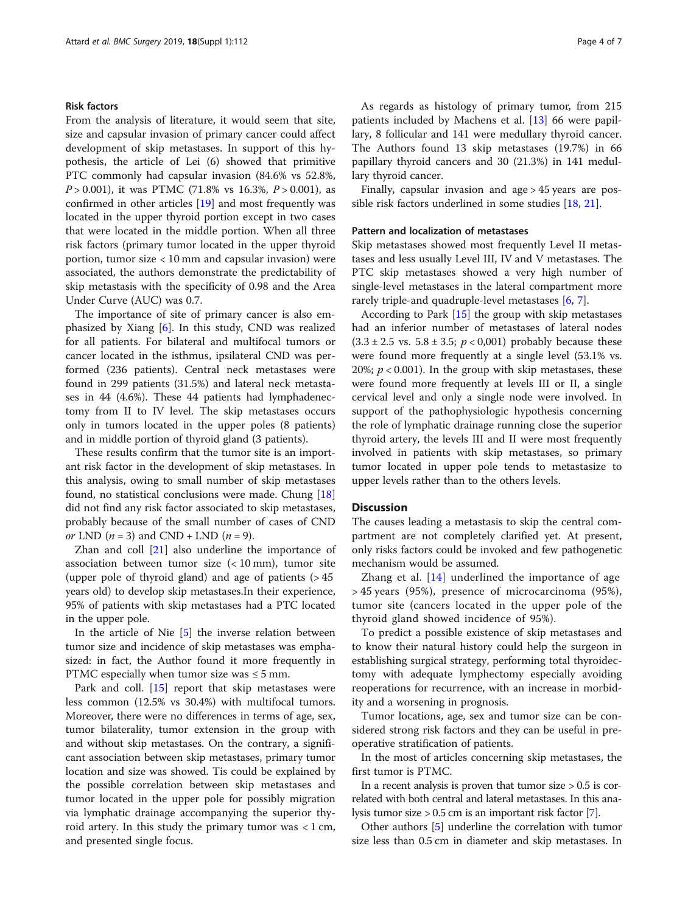### Risk factors

From the analysis of literature, it would seem that site, size and capsular invasion of primary cancer could affect development of skip metastases. In support of this hypothesis, the article of Lei (6) showed that primitive PTC commonly had capsular invasion (84.6% vs 52.8%, $P > 0.001$), it was PTMC (71.8% vs 16.3%, $P > 0.001$), as confirmed in other articles [19] and most frequently was located in the upper thyroid portion except in two cases that were located in the middle portion. When all three risk factors (primary tumor located in the upper thyroid portion, tumor size < 10 mm and capsular invasion) were associated, the authors demonstrate the predictability of skip metastasis with the specificity of 0.98 and the Area Under Curve (AUC) was 0.7.

The importance of site of primary cancer is also emphasized by Xiang [6]. In this study, CND was realized for all patients. For bilateral and multifocal tumors or cancer located in the isthmus, ipsilateral CND was performed (236 patients). Central neck metastases were found in 299 patients (31.5%) and lateral neck metastases in 44 (4.6%). These 44 patients had lymphadenectomy from II to IV level. The skip metastases occurs only in tumors located in the upper poles (8 patients) and in middle portion of thyroid gland (3 patients).

These results confirm that the tumor site is an important risk factor in the development of skip metastases. In this analysis, owing to small number of skip metastases found, no statistical conclusions were made. Chung [18] did not find any risk factor associated to skip metastases, probably because of the small number of cases of CND *or* LND ($n = 3$) and CND + LND ($n = 9$).

Zhan and coll [21] also underline the importance of association between tumor size (< 10 mm), tumor site (upper pole of thyroid gland) and age of patients (> 45 years old) to develop skip metastases.In their experience, 95% of patients with skip metastases had a PTC located in the upper pole.

In the article of Nie [5] the inverse relation between tumor size and incidence of skip metastases was emphasized: in fact, the Author found it more frequently in PTMC especially when tumor size was ≤ 5 mm.

Park and coll. [15] report that skip metastases were less common (12.5% vs 30.4%) with multifocal tumors. Moreover, there were no differences in terms of age, sex, tumor bilaterality, tumor extension in the group with and without skip metastases. On the contrary, a significant association between skip metastases, primary tumor location and size was showed. Tis could be explained by the possible correlation between skip metastases and tumor located in the upper pole for possibly migration via lymphatic drainage accompanying the superior thyroid artery. In this study the primary tumor was < 1 cm, and presented single focus.

As regards as histology of primary tumor, from 215 patients included by Machens et al. [13] 66 were papillary, 8 follicular and 141 were medullary thyroid cancer. The Authors found 13 skip metastases (19.7%) in 66 papillary thyroid cancers and 30 (21.3%) in 141 medullary thyroid cancer.

Finally, capsular invasion and age > 45 years are possible risk factors underlined in some studies [18, 21].

### Pattern and localization of metastases

Skip metastases showed most frequently Level II metastases and less usually Level III, IV and V metastases. The PTC skip metastases showed a very high number of single-level metastases in the lateral compartment more rarely triple-and quadruple-level metastases [6, 7].

According to Park [15] the group with skip metastases had an inferior number of metastases of lateral nodes (3.3 ± 2.5 vs. 5.8 ± 3.5; $p < 0{,}001$) probably because these were found more frequently at a single level (53.1% vs. 20%; $p < 0.001$). In the group with skip metastases, these were found more frequently at levels III or II, a single cervical level and only a single node were involved. In support of the pathophysiologic hypothesis concerning the role of lymphatic drainage running close the superior thyroid artery, the levels III and II were most frequently involved in patients with skip metastases, so primary tumor located in upper pole tends to metastasize to upper levels rather than to the others levels.

## Discussion

The causes leading a metastasis to skip the central compartment are not completely clarified yet. At present, only risks factors could be invoked and few pathogenetic mechanism would be assumed.

Zhang et al. [14] underlined the importance of age > 45 years (95%), presence of microcarcinoma (95%), tumor site (cancers located in the upper pole of the thyroid gland showed incidence of 95%).

To predict a possible existence of skip metastases and to know their natural history could help the surgeon in establishing surgical strategy, performing total thyroidectomy with adequate lymphectomy especially avoiding reoperations for recurrence, with an increase in morbidity and a worsening in prognosis.

Tumor locations, age, sex and tumor size can be considered strong risk factors and they can be useful in preoperative stratification of patients.

In the most of articles concerning skip metastases, the first tumor is PTMC.

In a recent analysis is proven that tumor size > 0.5 is correlated with both central and lateral metastases. In this analysis tumor size > 0.5 cm is an important risk factor [7].

Other authors [5] underline the correlation with tumor size less than 0.5 cm in diameter and skip metastases. In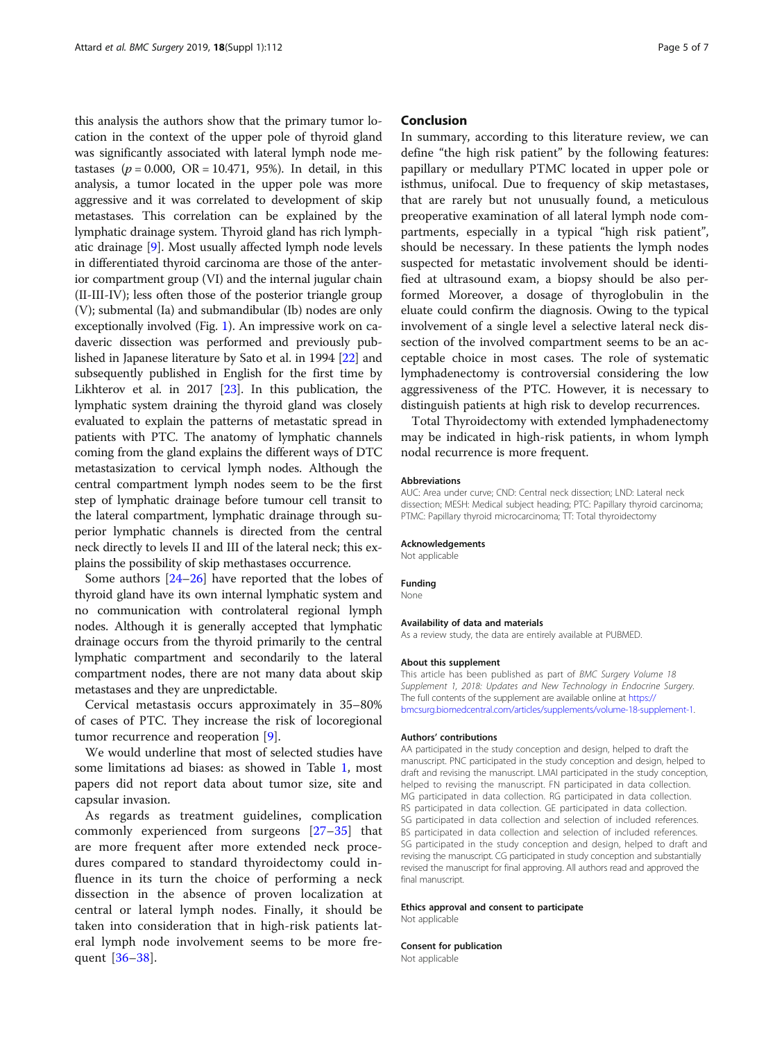this analysis the authors show that the primary tumor location in the context of the upper pole of thyroid gland was significantly associated with lateral lymph node metastases ($p = 0.000$, OR = 10.471, 95%). In detail, in this analysis, a tumor located in the upper pole was more aggressive and it was correlated to development of skip metastases. This correlation can be explained by the lymphatic drainage system. Thyroid gland has rich lymphatic drainage [9]. Most usually affected lymph node levels in differentiated thyroid carcinoma are those of the anterior compartment group (VI) and the internal jugular chain (II-III-IV); less often those of the posterior triangle group (V); submental (Ia) and submandibular (Ib) nodes are only exceptionally involved (Fig. 1). An impressive work on cadaveric dissection was performed and previously published in Japanese literature by Sato et al. in 1994 [22] and subsequently published in English for the first time by Likhterov et al. in 2017 [23]. In this publication, the lymphatic system draining the thyroid gland was closely evaluated to explain the patterns of metastatic spread in patients with PTC. The anatomy of lymphatic channels coming from the gland explains the different ways of DTC metastasization to cervical lymph nodes. Although the central compartment lymph nodes seem to be the first step of lymphatic drainage before tumour cell transit to the lateral compartment, lymphatic drainage through superior lymphatic channels is directed from the central neck directly to levels II and III of the lateral neck; this explains the possibility of skip methastases occurrence.

Some authors [24–26] have reported that the lobes of thyroid gland have its own internal lymphatic system and no communication with controlateral regional lymph nodes. Although it is generally accepted that lymphatic drainage occurs from the thyroid primarily to the central lymphatic compartment and secondarily to the lateral compartment nodes, there are not many data about skip metastases and they are unpredictable.

Cervical metastasis occurs approximately in 35–80% of cases of PTC. They increase the risk of locoregional tumor recurrence and reoperation [9].

We would underline that most of selected studies have some limitations ad biases: as showed in Table 1, most papers did not report data about tumor size, site and capsular invasion.

As regards as treatment guidelines, complication commonly experienced from surgeons [27–35] that are more frequent after more extended neck procedures compared to standard thyroidectomy could influence in its turn the choice of performing a neck dissection in the absence of proven localization at central or lateral lymph nodes. Finally, it should be taken into consideration that in high-risk patients lateral lymph node involvement seems to be more frequent [36–38].

## Conclusion

In summary, according to this literature review, we can define "the high risk patient" by the following features: papillary or medullary PTMC located in upper pole or isthmus, unifocal. Due to frequency of skip metastases, that are rarely but not unusually found, a meticulous preoperative examination of all lateral lymph node compartments, especially in a typical "high risk patient", should be necessary. In these patients the lymph nodes suspected for metastatic involvement should be identified at ultrasound exam, a biopsy should be also performed Moreover, a dosage of thyroglobulin in the eluate could confirm the diagnosis. Owing to the typical involvement of a single level a selective lateral neck dissection of the involved compartment seems to be an acceptable choice in most cases. The role of systematic lymphadenectomy is controversial considering the low aggressiveness of the PTC. However, it is necessary to distinguish patients at high risk to develop recurrences.

Total Thyroidectomy with extended lymphadenectomy may be indicated in high-risk patients, in whom lymph nodal recurrence is more frequent.

#### Abbreviations

AUC: Area under curve; CND: Central neck dissection; LND: Lateral neck dissection; MESH: Medical subject heading; PTC: Papillary thyroid carcinoma; PTMC: Papillary thyroid microcarcinoma; TT: Total thyroidectomy

#### Acknowledgements

Not applicable

#### Funding

None

#### Availability of data and materials

As a review study, the data are entirely available at PUBMED.

#### About this supplement

This article has been published as part of *BMC Surgery Volume 18 Supplement 1, 2018: Updates and New Technology in Endocrine Surgery*. The full contents of the supplement are available online at https://bmcsurg.biomedcentral.com/articles/supplements/volume-18-supplement-1.

#### Authors' contributions

AA participated in the study conception and design, helped to draft the manuscript. PNC participated in the study conception and design, helped to draft and revising the manuscript. LMAI participated in the study conception, helped to revising the manuscript. FN participated in data collection. MG participated in data collection. RG participated in data collection. RS participated in data collection. GE participated in data collection. SG participated in data collection and selection of included references. BS participated in data collection and selection of included references. SG participated in the study conception and design, helped to draft and revising the manuscript. CG participated in study conception and substantially revised the manuscript for final approving. All authors read and approved the final manuscript.

#### Ethics approval and consent to participate

Not applicable

#### Consent for publication

Not applicable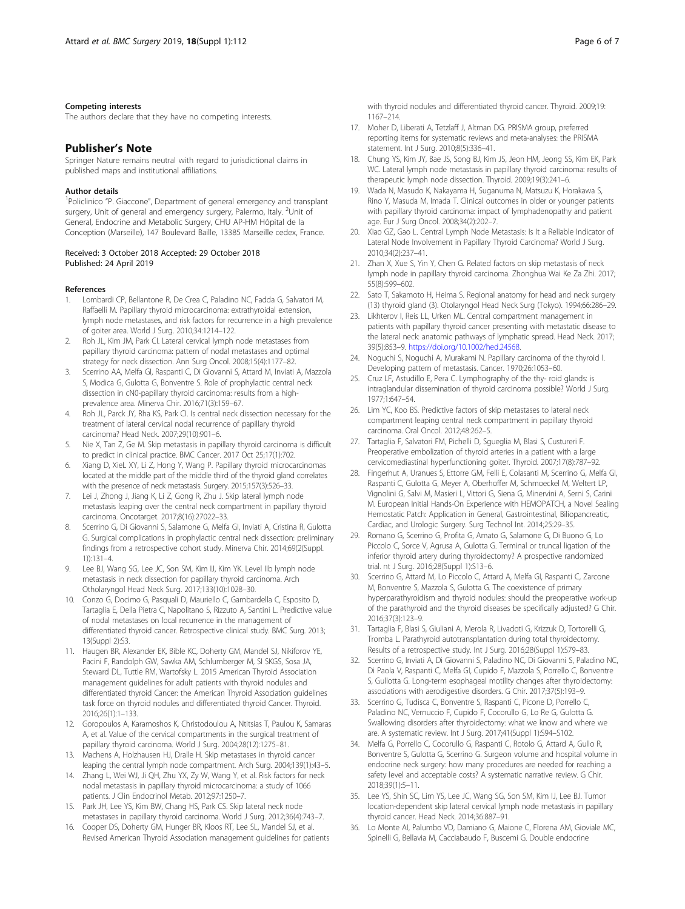#### Competing interests

The authors declare that they have no competing interests.

## Publisher's Note

Springer Nature remains neutral with regard to jurisdictional claims in published maps and institutional affiliations.

#### Author details

[1]Policlinico "P. Giaccone", Department of general emergency and transplant surgery, Unit of general and emergency surgery, Palermo, Italy. [2]Unit of General, Endocrine and Metabolic Surgery, CHU AP-HM Hôpital de la Conception (Marseille), 147 Boulevard Baille, 13385 Marseille cedex, France.

Received: 3 October 2018 Accepted: 29 October 2018
Published: 24 April 2019

#### References

1. Lombardi CP, Bellantone R, De Crea C, Paladino NC, Fadda G, Salvatori M, Raffaelli M. Papillary thyroid microcarcinoma: extrathyroidal extension, lymph node metastases, and risk factors for recurrence in a high prevalence of goiter area. World J Surg. 2010;34:1214–122.
2. Roh JL, Kim JM, Park CI. Lateral cervical lymph node metastases from papillary thyroid carcinoma: pattern of nodal metastases and optimal strategy for neck dissection. Ann Surg Oncol. 2008;15(4):1177–82.
3. Scerrino AA, Melfa GI, Raspanti C, Di Giovanni S, Attard M, Inviati A, Mazzola S, Modica G, Gulotta G, Bonventre S. Role of prophylactic central neck dissection in cN0-papillary thyroid carcinoma: results from a high-prevalence area. Minerva Chir. 2016;71(3):159–67.
4. Roh JL, Parck JY, Rha KS, Park CI. Is central neck dissection necessary for the treatment of lateral cervical nodal recurrence of papillary thyroid carcinoma? Head Neck. 2007;29(10):901–6.
5. Nie X, Tan Z, Ge M. Skip metastasis in papillary thyroid carcinoma is difficult to predict in clinical practice. BMC Cancer. 2017 Oct 25;17(1):702.
6. Xiang D, XieL XY, Li Z, Hong Y, Wang P. Papillary thyroid microcarcinomas located at the middle part of the middle third of the thyroid gland correlates with the presence of neck metastasis. Surgery. 2015;157(3):526–33.
7. Lei J, Zhong J, Jiang K, Li Z, Gong R, Zhu J. Skip lateral lymph node metastasis leaping over the central neck compartment in papillary thyroid carcinoma. Oncotarget. 2017;8(16):27022–33.
8. Scerrino G, Di Giovanni S, Salamone G, Melfa GI, Inviati A, Cristina R, Gulotta G. Surgical complications in prophylactic central neck dissection: preliminary findings from a retrospective cohort study. Minerva Chir. 2014;69(2(Suppl. 1)):131–4.
9. Lee BJ, Wang SG, Lee JC, Son SM, Kim IJ, Kim YK. Level IIb lymph node metastasis in neck dissection for papillary thyroid carcinoma. Arch Otholaryngol Head Neck Surg. 2017;133(10):1028–30.
10. Conzo G, Docimo G, Pasquali D, Mauriello C, Gambardella C, Esposito D, Tartaglia E, Della Pietra C, Napolitano S, Rizzuto A, Santini L. Predictive value of nodal metastases on local recurrence in the management of differentiated thyroid cancer. Retrospective clinical study. BMC Surg. 2013; 13(Suppl 2):S3.
11. Haugen BR, Alexander EK, Bible KC, Doherty GM, Mandel SJ, Nikiforov YE, Pacini F, Randolph GW, Sawka AM, Schlumberger M, SI SKGS, Sosa JA, Steward DL, Tuttle RM, Wartofsky L. 2015 American Thyroid Association management guidelines for adult patients with thyroid nodules and differentiated thyroid Cancer: the American Thyroid Association guidelines task force on thyroid nodules and differentiated thyroid Cancer. Thyroid. 2016;26(1):1–133.
12. Goropoulos A, Karamoshos K, Christodoulou A, Ntitsias T, Paulou K, Samaras A, et al. Value of the cervical compartments in the surgical treatment of papillary thyroid carcinoma. World J Surg. 2004;28(12):1275–81.
13. Machens A, Holzhausen HJ, Dralle H. Skip metastases in thyroid cancer leaping the central lymph node compartment. Arch Surg. 2004;139(1):43–5.
14. Zhang L, Wei WJ, Ji QH, Zhu YX, Zy W, Wang Y, et al. Risk factors for neck nodal metastasis in papillary thyroid microcarcinoma: a study of 1066 patients. J Clin Endocrinol Metab. 2012;97:1250–7.
15. Park JH, Lee YS, Kim BW, Chang HS, Park CS. Skip lateral neck node metastases in papillary thyroid carcinoma. World J Surg. 2012;36(4):743–7.
16. Cooper DS, Doherty GM, Hunger BR, Kloos RT, Lee SL, Mandel SJ, et al. Revised American Thyroid Association management guidelines for patients with thyroid nodules and differentiated thyroid cancer. Thyroid. 2009;19: 1167–214.
17. Moher D, Liberati A, Tetzlaff J, Altman DG. PRISMA group, preferred reporting items for systematic reviews and meta-analyses: the PRISMA statement. Int J Surg. 2010;8(5):336–41.
18. Chung YS, Kim JY, Bae JS, Song BJ, Kim JS, Jeon HM, Jeong SS, Kim EK, Park WC. Lateral lymph node metastasis in papillary thyroid carcinoma: results of therapeutic lymph node dissection. Thyroid. 2009;19(3):241–6.
19. Wada N, Masudo K, Nakayama H, Suganuma N, Matsuzu K, Horakawa S, Rino Y, Masuda M, Imada T. Clinical outcomes in older or younger patients with papillary thyroid carcinoma: impact of lymphadenopathy and patient age. Eur J Surg Oncol. 2008;34(2):202–7.
20. Xiao GZ, Gao L. Central Lymph Node Metastasis: Is It a Reliable Indicator of Lateral Node Involvement in Papillary Thyroid Carcinoma? World J Surg. 2010;34(2):237–41.
21. Zhan X, Xue S, Yin Y, Chen G. Related factors on skip metastasis of neck lymph node in papillary thyroid carcinoma. Zhonghua Wai Ke Za Zhi. 2017; 55(8):599–602.
22. Sato T, Sakamoto H, Heima S. Regional anatomy for head and neck surgery (13) thyroid gland (3). Otolaryngol Head Neck Surg (Tokyo). 1994;66:286–29.
23. Likhterov I, Reis LL, Urken ML. Central compartment management in patients with papillary thyroid cancer presenting with metastatic disease to the lateral neck: anatomic pathways of lymphatic spread. Head Neck. 2017; 39(5):853–9. https://doi.org/10.1002/hed.24568.
24. Noguchi S, Noguchi A, Murakami N. Papillary carcinoma of the thyroid I. Developing pattern of metastasis. Cancer. 1970;26:1053–60.
25. Cruz LF, Astudillo E, Pera C. Lymphography of the thy- roid glands: is intraglandular dissemination of thyroid carcinoma possible? World J Surg. 1977;1:647–54.
26. Lim YC, Koo BS. Predictive factors of skip metastases to lateral neck compartment leaping central neck compartment in papillary thyroid carcinoma. Oral Oncol. 2012;48:262–5.
27. Tartaglia F, Salvatori FM, Pichelli D, Sgueglia M, Blasi S, Custureri F. Preoperative embolization of thyroid arteries in a patient with a large cervicomediastinal hyperfunctioning goiter. Thyroid. 2007;17(8):787–92.
28. Fingerhut A, Uranues S, Ettorre GM, Felli E, Colasanti M, Scerrino G, Melfa GI, Raspanti C, Gulotta G, Meyer A, Oberhoffer M, Schmoeckel M, Weltert LP, Vignolini G, Salvi M, Masieri L, Vittori G, Siena G, Minervini A, Serni S, Carini M. European Initial Hands-On Experience with HEMOPATCH, a Novel Sealing Hemostatic Patch: Application in General, Gastrointestinal, Biliopancreatic, Cardiac, and Urologic Surgery. Surg Technol Int. 2014;25:29–35.
29. Romano G, Scerrino G, Profita G, Amato G, Salamone G, Di Buono G, Lo Piccolo C, Sorce V, Agrusa A, Gulotta G. Terminal or truncal ligation of the inferior thyroid artery during thyroidectomy? A prospective randomized trial. nt J Surg. 2016;28(Suppl 1):S13–6.
30. Scerrino G, Attard M, Lo Piccolo C, Attard A, Melfa GI, Raspanti C, Zarcone M, Bonventre S, Mazzola S, Gulotta G. The coexistence of primary hyperparathyroidism and thyroid nodules: should the preoperative work-up of the parathyroid and the thyroid diseases be specifically adjusted? G Chir. 2016;37(3):123–9.
31. Tartaglia F, Blasi S, Giuliani A, Merola R, Livadoti G, Krizzuk D, Tortorelli G, Tromba L. Parathyroid autotransplantation during total thyroidectomy. Results of a retrospective study. Int J Surg. 2016;28(Suppl 1):S79–83.
32. Scerrino G, Inviati A, Di Giovanni S, Paladino NC, Di Giovanni S, Paladino NC, Di Paola V, Raspanti C, Melfa GI, Cupido F, Mazzola S, Porrello C, Bonventre S, Gullotta G. Long-term esophageal motility changes after thyroidectomy: associations with aerodigestive disorders. G Chir. 2017;37(5):193–9.
33. Scerrino G, Tudisca C, Bonventre S, Raspanti C, Picone D, Porrello C, Paladino NC, Vernuccio F, Cupido F, Cocorullo G, Lo Re G, Gulotta G. Swallowing disorders after thyroidectomy: what we know and where we are. A systematic review. Int J Surg. 2017;41(Suppl 1):S94–S102.
34. Melfa G, Porrello C, Cocorullo G, Raspanti C, Rotolo G, Attard A, Gullo R, Bonventre S, Gulotta G, Scerrino G. Surgeon volume and hospital volume in endocrine neck surgery: how many procedures are needed for reaching a safety level and acceptable costs? A systematic narrative review. G Chir. 2018;39(1):5–11.
35. Lee YS, Shin SC, Lim YS, Lee JC, Wang SG, Son SM, Kim IJ, Lee BJ. Tumor location-dependent skip lateral cervical lymph node metastasis in papillary thyroid cancer. Head Neck. 2014;36:887–91.
36. Lo Monte AI, Palumbo VD, Damiano G, Maione C, Florena AM, Gioviale MC, Spinelli G, Bellavia M, Cacciabaudo F, Buscemi G. Double endocrine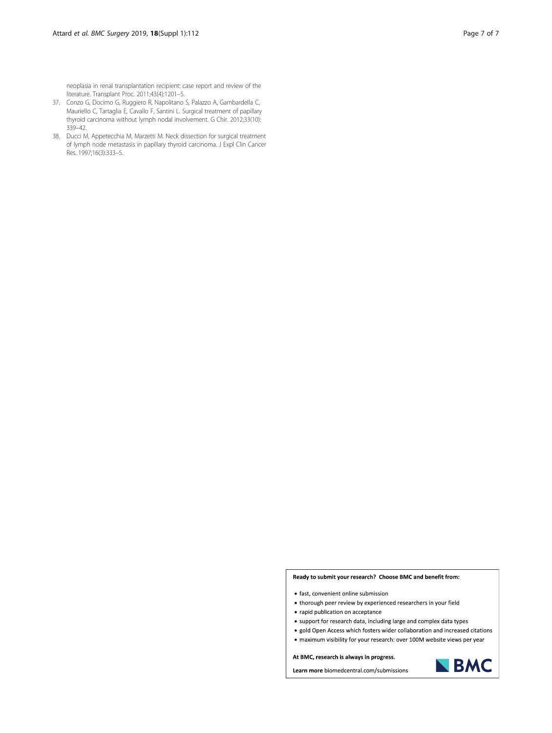neoplasia in renal transplantation recipient: case report and review of the literature. Transplant Proc. 2011;43(4):1201–5.

37. Conzo G, Docimo G, Ruggiero R, Napolitano S, Palazzo A, Gambardella C, Mauriello C, Tartaglia E, Cavallo F, Santini L. Surgical treatment of papillary thyroid carcinoma without lymph nodal involvement. G Chir. 2012;33(10): 339–42.
38. Ducci M, Appetecchia M, Marzetti M. Neck dissection for surgical treatment of lymph node metastasis in papillary thyroid carcinoma. J Expl Clin Cancer Res. 1997;16(3):333–5.

**Ready to submit your research? Choose BMC and benefit from:**

- fast, convenient online submission
- thorough peer review by experienced researchers in your field
- rapid publication on acceptance
- support for research data, including large and complex data types
- gold Open Access which fosters wider collaboration and increased citations
- maximum visibility for your research: over 100M website views per year

**At BMC, research is always in progress.**

**Learn more** biomedcentral.com/submissions

BMC